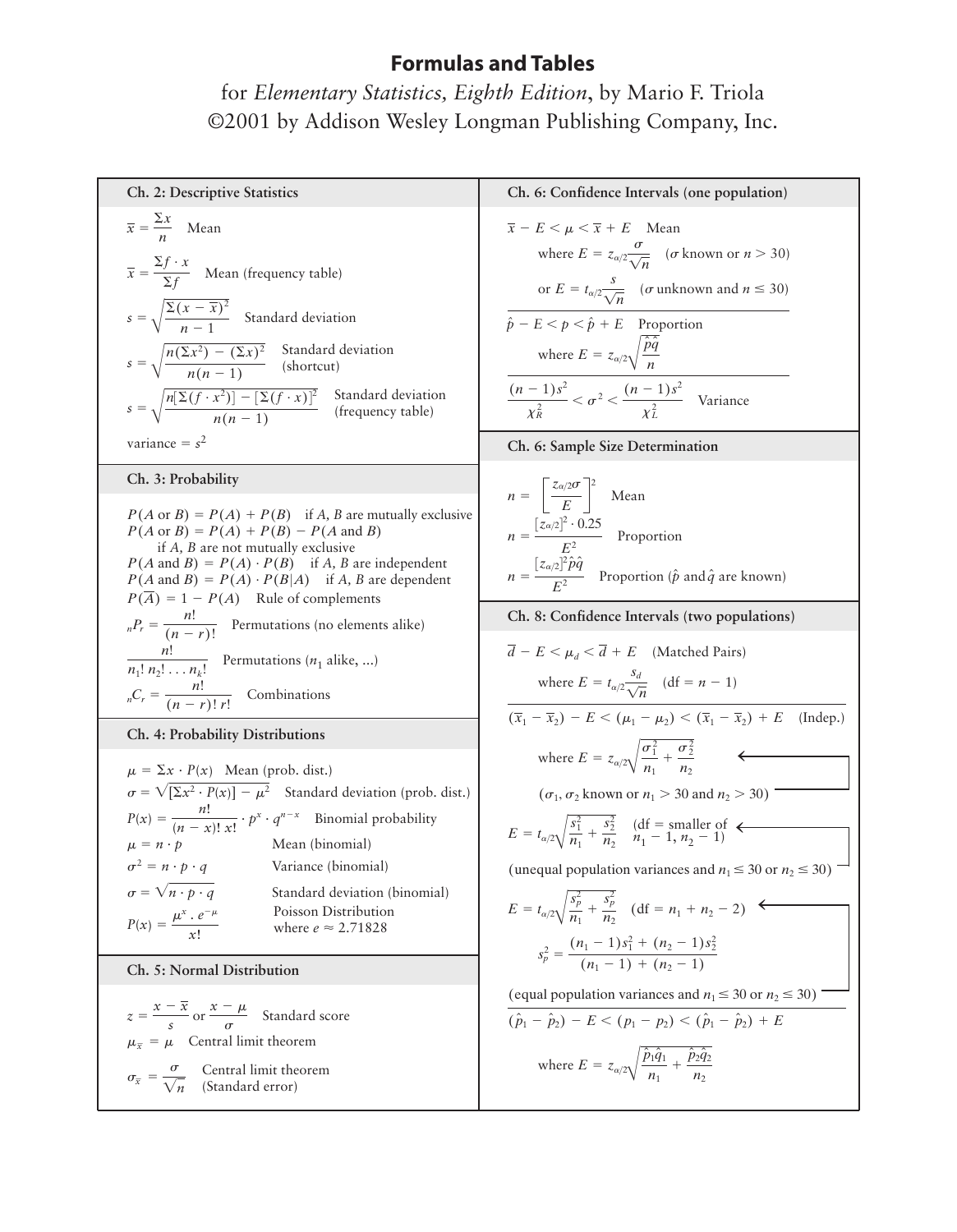# Formulas and Tables

for *Elementary Statistics, Eighth Edition*, by Mario F. Triola
©2001 by Addison Wesley Longman Publishing Company, Inc.

## Ch. 2: Descriptive Statistics

$\bar{x} = \dfrac{\Sigma x}{n}$ Mean

$\bar{x} = \dfrac{\Sigma f \cdot x}{\Sigma f}$ Mean (frequency table)

$s = \sqrt{\dfrac{\Sigma (x - \bar{x})^2}{n - 1}}$ Standard deviation

$s = \sqrt{\dfrac{n(\Sigma x^2) - (\Sigma x)^2}{n(n-1)}}$ Standard deviation (shortcut)

$s = \sqrt{\dfrac{n[\Sigma(f \cdot x^2)] - [\Sigma(f \cdot x)]^2}{n(n-1)}}$ Standard deviation (frequency table)

variance $= s^2$

## Ch. 3: Probability

$P(A \text{ or } B) = P(A) + P(B)$ if $A$, $B$ are mutually exclusive

$P(A \text{ or } B) = P(A) + P(B) - P(A \text{ and } B)$ if $A$, $B$ are not mutually exclusive

$P(A \text{ and } B) = P(A) \cdot P(B)$ if $A$, $B$ are independent

$P(A \text{ and } B) = P(A) \cdot P(B|A)$ if $A$, $B$ are dependent

$P(\bar{A}) = 1 - P(A)$ Rule of complements

${}_nP_r = \dfrac{n!}{(n-r)!}$ Permutations (no elements alike)

$\dfrac{n!}{n_1!\, n_2! \ldots n_k!}$ Permutations ($n_1$ alike, ...)

${}_nC_r = \dfrac{n!}{(n-r)!\, r!}$ Combinations

## Ch. 4: Probability Distributions

$\mu = \Sigma x \cdot P(x)$ Mean (prob. dist.)

$\sigma = \sqrt{[\Sigma x^2 \cdot P(x)] - \mu^2}$ Standard deviation (prob. dist.)

$P(x) = \dfrac{n!}{(n-x)!\, x!} \cdot p^x \cdot q^{n-x}$ Binomial probability

$\mu = n \cdot p$ Mean (binomial)

$\sigma^2 = n \cdot p \cdot q$ Variance (binomial)

$\sigma = \sqrt{n \cdot p \cdot q}$ Standard deviation (binomial)

$P(x) = \dfrac{\mu^x \cdot e^{-\mu}}{x!}$ Poisson Distribution where $e \approx 2.71828$

## Ch. 5: Normal Distribution

$z = \dfrac{x - \bar{x}}{s}$ or $\dfrac{x - \mu}{\sigma}$ Standard score

$\mu_{\bar{x}} = \mu$ Central limit theorem

$\sigma_{\bar{x}} = \dfrac{\sigma}{\sqrt{n}}$ Central limit theorem (Standard error)

## Ch. 6: Confidence Intervals (one population)

$\bar{x} - E < \mu < \bar{x} + E$ Mean

where $E = z_{\alpha/2} \dfrac{\sigma}{\sqrt{n}}$ ($\sigma$ known or $n > 30$)

or $E = t_{\alpha/2} \dfrac{s}{\sqrt{n}}$ ($\sigma$ unknown and $n \le 30$)

$\hat{p} - E < p < \hat{p} + E$ Proportion

where $E = z_{\alpha/2} \sqrt{\dfrac{\hat{p}\hat{q}}{n}}$

$\dfrac{(n-1)s^2}{\chi^2_R} < \sigma^2 < \dfrac{(n-1)s^2}{\chi^2_L}$ Variance

## Ch. 6: Sample Size Determination

$n = \left[\dfrac{z_{\alpha/2}\sigma}{E}\right]^2$ Mean

$n = \dfrac{[z_{\alpha/2}]^2 \cdot 0.25}{E^2}$ Proportion

$n = \dfrac{[z_{\alpha/2}]^2 \hat{p}\hat{q}}{E^2}$ Proportion ($\hat{p}$ and $\hat{q}$ are known)

## Ch. 8: Confidence Intervals (two populations)

$\bar{d} - E < \mu_d < \bar{d} + E$ (Matched Pairs)

where $E = t_{\alpha/2} \dfrac{s_d}{\sqrt{n}}$ (df $= n - 1$)

$(\bar{x}_1 - \bar{x}_2) - E < (\mu_1 - \mu_2) < (\bar{x}_1 - \bar{x}_2) + E$ (Indep.)

where $E = z_{\alpha/2} \sqrt{\dfrac{\sigma_1^2}{n_1} + \dfrac{\sigma_2^2}{n_2}}$

($\sigma_1$, $\sigma_2$ known or $n_1 > 30$ and $n_2 > 30$)

$E = t_{\alpha/2} \sqrt{\dfrac{s_1^2}{n_1} + \dfrac{s_2^2}{n_2}}$ (df = smaller of $n_1 - 1$, $n_2 - 1$)

(unequal population variances and $n_1 \le 30$ or $n_2 \le 30$)

$E = t_{\alpha/2} \sqrt{\dfrac{s_p^2}{n_1} + \dfrac{s_p^2}{n_2}}$ (df $= n_1 + n_2 - 2$)

$s_p^2 = \dfrac{(n_1 - 1)s_1^2 + (n_2 - 1)s_2^2}{(n_1 - 1) + (n_2 - 1)}$

(equal population variances and $n_1 \le 30$ or $n_2 \le 30$)

$(\hat{p}_1 - \hat{p}_2) - E < (p_1 - p_2) < (\hat{p}_1 - \hat{p}_2) + E$

where $E = z_{\alpha/2} \sqrt{\dfrac{\hat{p}_1\hat{q}_1}{n_1} + \dfrac{\hat{p}_2\hat{q}_2}{n_2}}$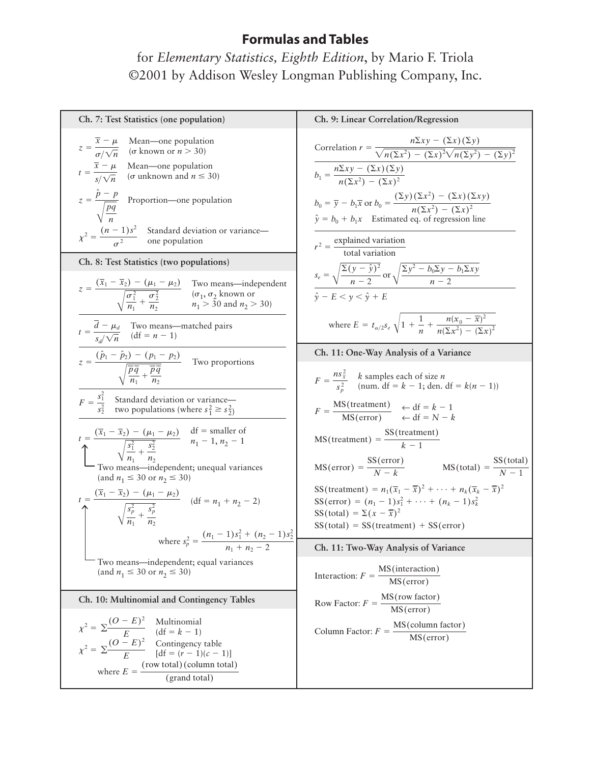# Formulas and Tables

for *Elementary Statistics, Eighth Edition*, by Mario F. Triola
©2001 by Addison Wesley Longman Publishing Company, Inc.

## Ch. 7: Test Statistics (one population)

$$z = \frac{\bar{x} - \mu}{\sigma/\sqrt{n}}$$ Mean—one population ($\sigma$ known or $n > 30$)

$$t = \frac{\bar{x} - \mu}{s/\sqrt{n}}$$ Mean—one population ($\sigma$ unknown and $n \le 30$)

$$z = \frac{\hat{p} - p}{\sqrt{\frac{pq}{n}}}$$ Proportion—one population

$$\chi^2 = \frac{(n-1)s^2}{\sigma^2}$$ Standard deviation or variance—one population

## Ch. 8: Test Statistics (two populations)

$$z = \frac{(\bar{x}_1 - \bar{x}_2) - (\mu_1 - \mu_2)}{\sqrt{\frac{\sigma_1^2}{n_1} + \frac{\sigma_2^2}{n_2}}}$$ Two means—independent ($\sigma_1$, $\sigma_2$ known or $n_1 > 30$ and $n_2 > 30$)

$$t = \frac{\bar{d} - \mu_d}{s_d/\sqrt{n}}$$ Two means—matched pairs (df $= n - 1$)

$$z = \frac{(\hat{p}_1 - \hat{p}_2) - (p_1 - p_2)}{\sqrt{\frac{\bar{p}\bar{q}}{n_1} + \frac{\bar{p}\bar{q}}{n_2}}}$$ Two proportions

$$F = \frac{s_1^2}{s_2^2}$$ Standard deviation or variance—two populations (where $s_1^2 \ge s_2^2$)

$$t = \frac{(\bar{x}_1 - \bar{x}_2) - (\mu_1 - \mu_2)}{\sqrt{\frac{s_1^2}{n_1} + \frac{s_2^2}{n_2}}}$$ df = smaller of $n_1 - 1$, $n_2 - 1$

Two means—independent; unequal variances (and $n_1 \le 30$ or $n_2 \le 30$)

$$t = \frac{(\bar{x}_1 - \bar{x}_2) - (\mu_1 - \mu_2)}{\sqrt{\frac{s_p^2}{n_1} + \frac{s_p^2}{n_2}}}$$ (df $= n_1 + n_2 - 2$)

where $s_p^2 = \frac{(n_1 - 1)s_1^2 + (n_2 - 1)s_2^2}{n_1 + n_2 - 2}$

Two means—independent; equal variances (and $n_1 \le 30$ or $n_2 \le 30$)

## Ch. 10: Multinomial and Contingency Tables

$$\chi^2 = \Sigma\frac{(O - E)^2}{E}$$ Multinomial (df $= k - 1$)

$$\chi^2 = \Sigma\frac{(O - E)^2}{E}$$ Contingency table [df $= (r - 1)(c - 1)$]

where $E = \frac{(\text{row total})(\text{column total})}{(\text{grand total})}$

## Ch. 9: Linear Correlation/Regression

$$\text{Correlation } r = \frac{n\Sigma xy - (\Sigma x)(\Sigma y)}{\sqrt{n(\Sigma x^2) - (\Sigma x)^2}\sqrt{n(\Sigma y^2) - (\Sigma y)^2}}$$

$$b_1 = \frac{n\Sigma xy - (\Sigma x)(\Sigma y)}{n(\Sigma x^2) - (\Sigma x)^2}$$

$$b_0 = \bar{y} - b_1\bar{x} \text{ or } b_0 = \frac{(\Sigma y)(\Sigma x^2) - (\Sigma x)(\Sigma xy)}{n(\Sigma x^2) - (\Sigma x)^2}$$

$\hat{y} = b_0 + b_1 x$ Estimated eq. of regression line

$$r^2 = \frac{\text{explained variation}}{\text{total variation}}$$

$$s_e = \sqrt{\frac{\Sigma(y - \hat{y})^2}{n - 2}} \text{ or } \sqrt{\frac{\Sigma y^2 - b_0\Sigma y - b_1\Sigma xy}{n - 2}}$$

$$\hat{y} - E < y < \hat{y} + E$$

where $E = t_{\alpha/2} s_e \sqrt{1 + \frac{1}{n} + \frac{n(x_0 - \bar{x})^2}{n(\Sigma x^2) - (\Sigma x)^2}}$

## Ch. 11: One-Way Analysis of a Variance

$$F = \frac{ns_{\bar{x}}^2}{s_p^2}$$ $k$ samples each of size $n$ (num. df $= k - 1$; den. df $= k(n - 1)$)

$$F = \frac{\text{MS(treatment)}}{\text{MS(error)}}$$ $\leftarrow$ df $= k - 1$; $\leftarrow$ df $= N - k$

$$\text{MS(treatment)} = \frac{\text{SS(treatment)}}{k - 1}$$

$$\text{MS(error)} = \frac{\text{SS(error)}}{N - k} \qquad \text{MS(total)} = \frac{\text{SS(total)}}{N - 1}$$

$$\text{SS(treatment)} = n_1(\bar{x}_1 - \bar{\bar{x}})^2 + \cdots + n_k(\bar{x}_k - \bar{\bar{x}})^2$$

$$\text{SS(error)} = (n_1 - 1)s_1^2 + \cdots + (n_k - 1)s_k^2$$

$$\text{SS(total)} = \Sigma(x - \bar{\bar{x}})^2$$

$$\text{SS(total)} = \text{SS(treatment)} + \text{SS(error)}$$

## Ch. 11: Two-Way Analysis of Variance

$$\text{Interaction: } F = \frac{\text{MS(interaction)}}{\text{MS(error)}}$$

$$\text{Row Factor: } F = \frac{\text{MS(row factor)}}{\text{MS(error)}}$$

$$\text{Column Factor: } F = \frac{\text{MS(column factor)}}{\text{MS(error)}}$$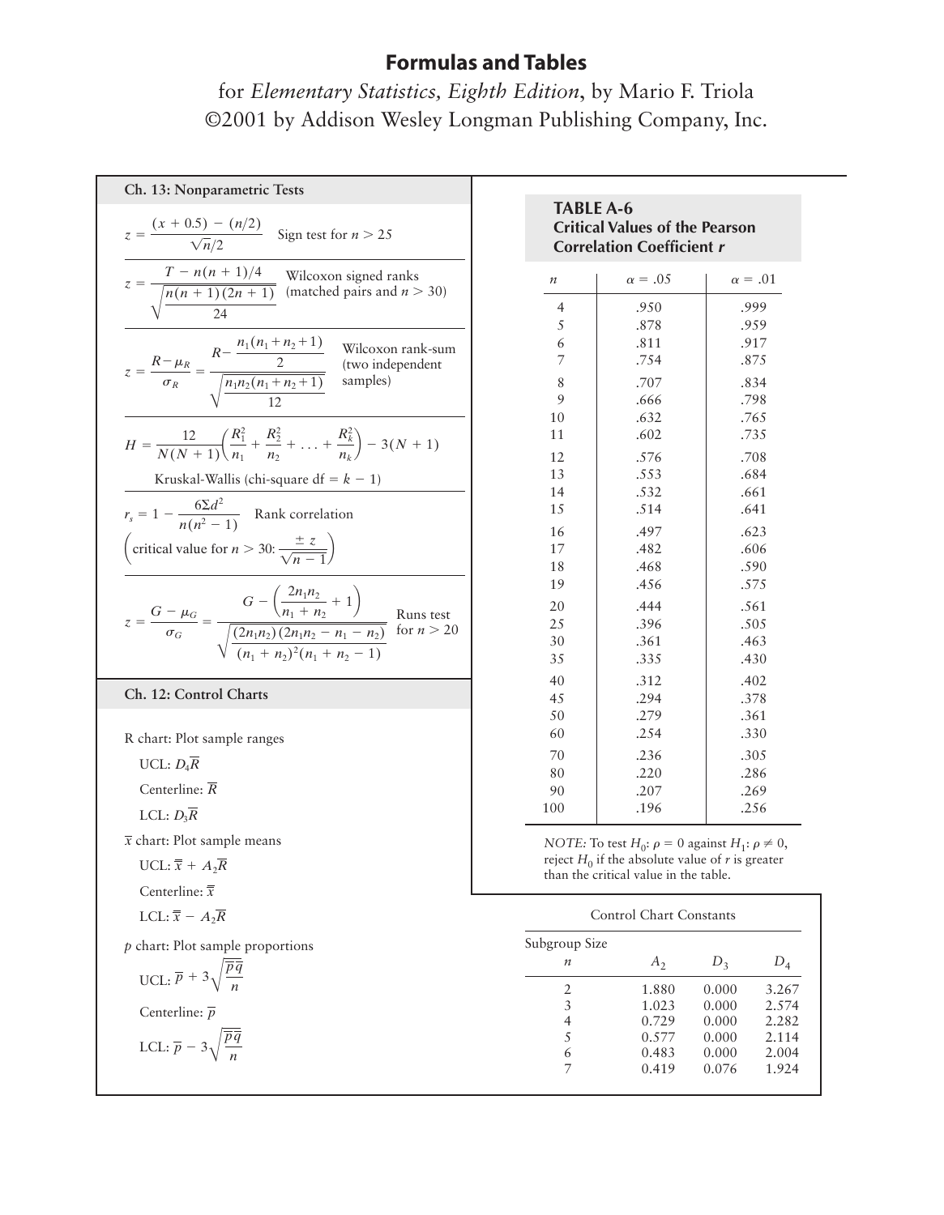# Formulas and Tables

for *Elementary Statistics, Eighth Edition*, by Mario F. Triola
©2001 by Addison Wesley Longman Publishing Company, Inc.

## Ch. 13: Nonparametric Tests

$$z = \frac{(x + 0.5) - (n/2)}{\sqrt{n}/2}$$ Sign test for $n > 25$

$$z = \frac{T - n(n+1)/4}{\sqrt{\frac{n(n+1)(2n+1)}{24}}}$$ Wilcoxon signed ranks (matched pairs and $n > 30$)

$$z = \frac{R - \mu_R}{\sigma_R} = \frac{R - \frac{n_1(n_1+n_2+1)}{2}}{\sqrt{\frac{n_1 n_2 (n_1+n_2+1)}{12}}}$$ Wilcoxon rank-sum (two independent samples)

$$H = \frac{12}{N(N+1)}\left(\frac{R_1^2}{n_1} + \frac{R_2^2}{n_2} + \ldots + \frac{R_k^2}{n_k}\right) - 3(N+1)$$

Kruskal-Wallis (chi-square df $= k - 1$)

$$r_s = 1 - \frac{6\Sigma d^2}{n(n^2 - 1)}$$ Rank correlation

$\left(\text{critical value for } n > 30: \frac{\pm z}{\sqrt{n-1}}\right)$

$$z = \frac{G - \mu_G}{\sigma_G} = \frac{G - \left(\frac{2n_1 n_2}{n_1 + n_2} + 1\right)}{\sqrt{\frac{(2n_1 n_2)(2n_1 n_2 - n_1 - n_2)}{(n_1 + n_2)^2 (n_1 + n_2 - 1)}}}$$ Runs test for $n > 20$

## Ch. 12: Control Charts

R chart: Plot sample ranges

- UCL: $D_4\overline{R}$
- Centerline: $\overline{R}$
- LCL: $D_3\overline{R}$

$\overline{x}$ chart: Plot sample means

- UCL: $\overline{\overline{x}} + A_2\overline{R}$
- Centerline: $\overline{\overline{x}}$
- LCL: $\overline{\overline{x}} - A_2\overline{R}$

$p$ chart: Plot sample proportions

- UCL: $\overline{p} + 3\sqrt{\frac{\overline{p}\,\overline{q}}{n}}$
- Centerline: $\overline{p}$
- LCL: $\overline{p} - 3\sqrt{\frac{\overline{p}\,\overline{q}}{n}}$

### TABLE A-6 Critical Values of the Pearson Correlation Coefficient *r*

| $n$ | $\alpha = .05$ | $\alpha = .01$ |
|---|---|---|
| 4 | .950 | .999 |
| 5 | .878 | .959 |
| 6 | .811 | .917 |
| 7 | .754 | .875 |
| 8 | .707 | .834 |
| 9 | .666 | .798 |
| 10 | .632 | .765 |
| 11 | .602 | .735 |
| 12 | .576 | .708 |
| 13 | .553 | .684 |
| 14 | .532 | .661 |
| 15 | .514 | .641 |
| 16 | .497 | .623 |
| 17 | .482 | .606 |
| 18 | .468 | .590 |
| 19 | .456 | .575 |
| 20 | .444 | .561 |
| 25 | .396 | .505 |
| 30 | .361 | .463 |
| 35 | .335 | .430 |
| 40 | .312 | .402 |
| 45 | .294 | .378 |
| 50 | .279 | .361 |
| 60 | .254 | .330 |
| 70 | .236 | .305 |
| 80 | .220 | .286 |
| 90 | .207 | .269 |
| 100 | .196 | .256 |

*NOTE:* To test $H_0$: $\rho = 0$ against $H_1$: $\rho \neq 0$, reject $H_0$ if the absolute value of $r$ is greater than the critical value in the table.

### Control Chart Constants

| Subgroup Size $n$ | $A_2$ | $D_3$ | $D_4$ |
|---|---|---|---|
| 2 | 1.880 | 0.000 | 3.267 |
| 3 | 1.023 | 0.000 | 2.574 |
| 4 | 0.729 | 0.000 | 2.282 |
| 5 | 0.577 | 0.000 | 2.114 |
| 6 | 0.483 | 0.000 | 2.004 |
| 7 | 0.419 | 0.076 | 1.924 |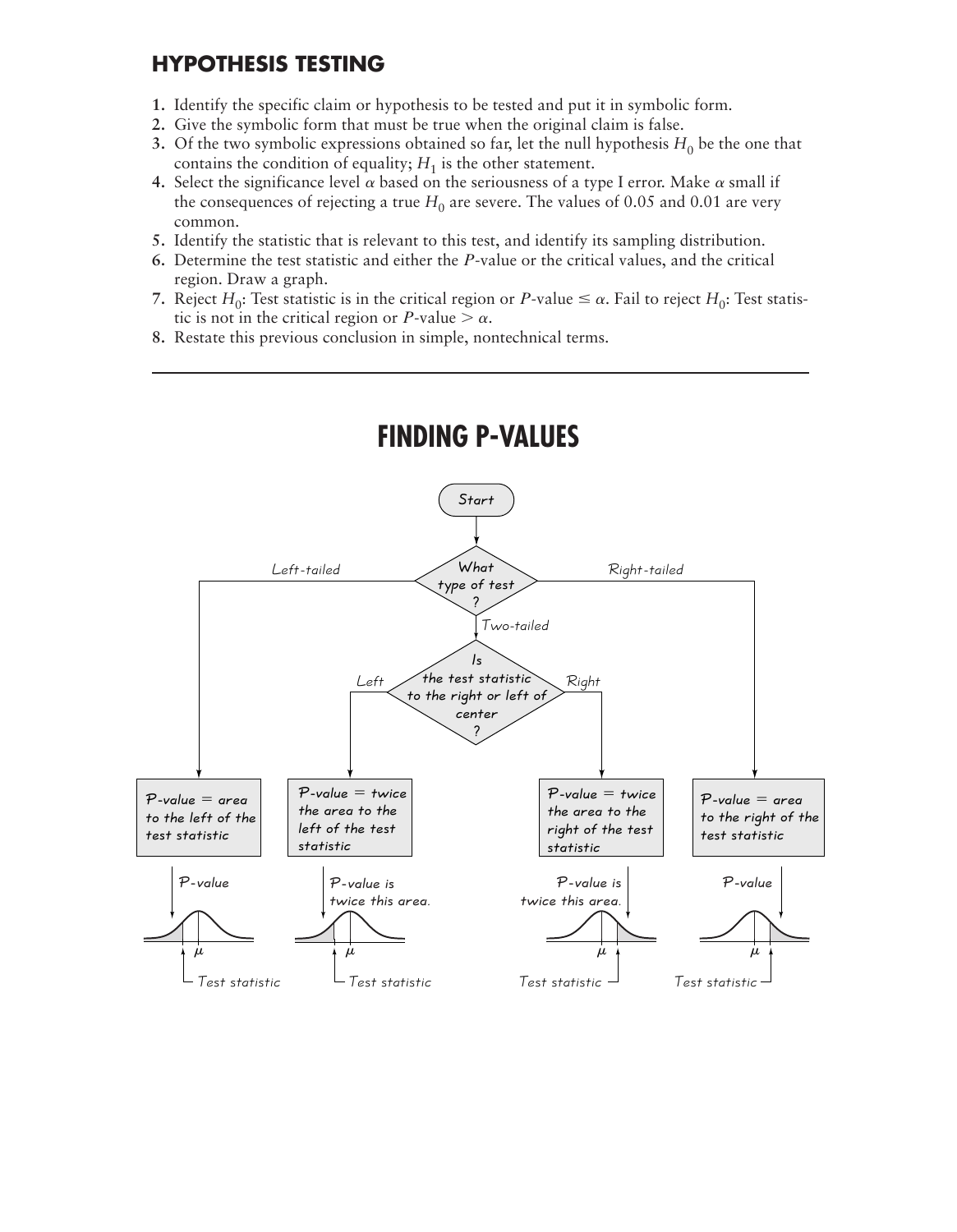## HYPOTHESIS TESTING

1. Identify the specific claim or hypothesis to be tested and put it in symbolic form.
2. Give the symbolic form that must be true when the original claim is false.
3. Of the two symbolic expressions obtained so far, let the null hypothesis $H_0$ be the one that contains the condition of equality; $H_1$ is the other statement.
4. Select the significance level $\alpha$ based on the seriousness of a type I error. Make $\alpha$ small if the consequences of rejecting a true $H_0$ are severe. The values of 0.05 and 0.01 are very common.
5. Identify the statistic that is relevant to this test, and identify its sampling distribution.
6. Determine the test statistic and either the *P*-value or the critical values, and the critical region. Draw a graph.
7. Reject $H_0$: Test statistic is in the critical region or *P*-value $\le \alpha$. Fail to reject $H_0$: Test statistic is not in the critical region or *P*-value $> \alpha$.
8. Restate this previous conclusion in simple, nontechnical terms.

---

## FINDING P-VALUES

Start

What type of test?

- **Left-tailed:** *P*-value = area to the left of the test statistic
- **Two-tailed:** Is the test statistic to the right or left of center?
  - **Left:** *P*-value = twice the area to the left of the test statistic (*P*-value is twice this area.)
  - **Right:** *P*-value = twice the area to the right of the test statistic (*P*-value is twice this area.)
- **Right-tailed:** *P*-value = area to the right of the test statistic

(Each graph shows a normal curve centered at $\mu$ with the Test statistic marked and the *P*-value area shaded.)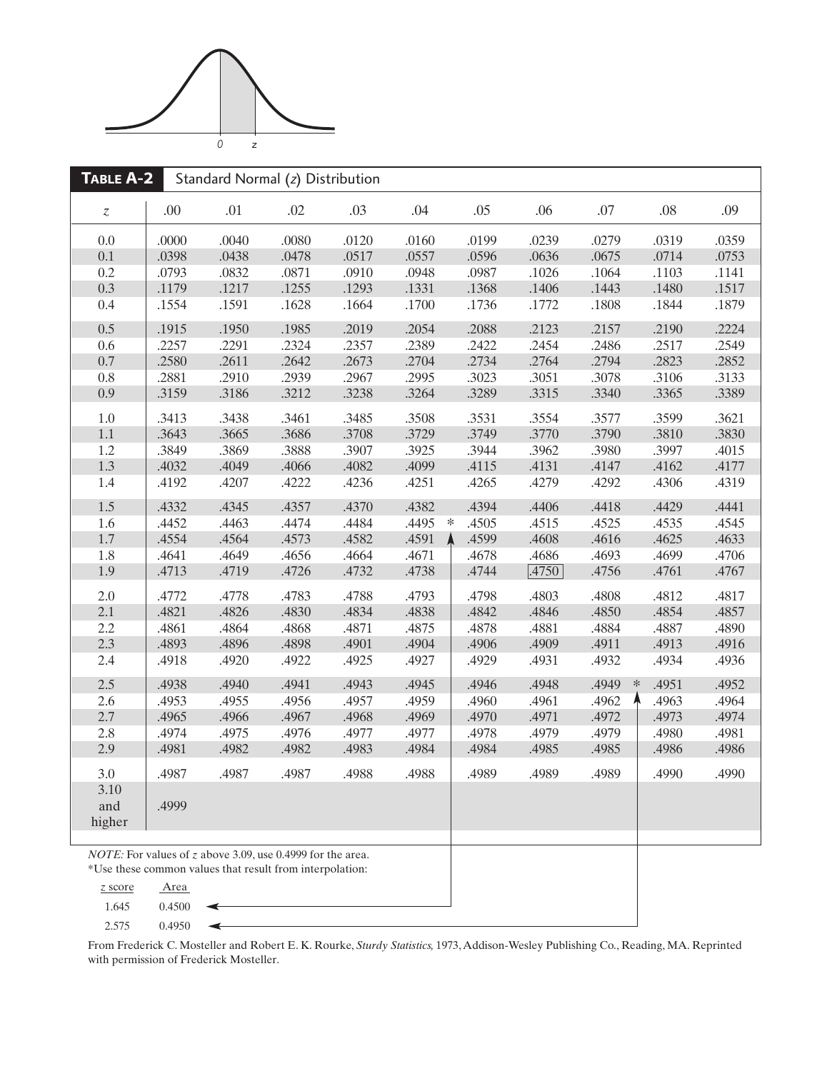## TABLE A-2 Standard Normal (z) Distribution

| z | .00 | .01 | .02 | .03 | .04 | .05 | .06 | .07 | .08 | .09 |
|---|---|---|---|---|---|---|---|---|---|---|
| 0.0 | .0000 | .0040 | .0080 | .0120 | .0160 | .0199 | .0239 | .0279 | .0319 | .0359 |
| 0.1 | .0398 | .0438 | .0478 | .0517 | .0557 | .0596 | .0636 | .0675 | .0714 | .0753 |
| 0.2 | .0793 | .0832 | .0871 | .0910 | .0948 | .0987 | .1026 | .1064 | .1103 | .1141 |
| 0.3 | .1179 | .1217 | .1255 | .1293 | .1331 | .1368 | .1406 | .1443 | .1480 | .1517 |
| 0.4 | .1554 | .1591 | .1628 | .1664 | .1700 | .1736 | .1772 | .1808 | .1844 | .1879 |
| 0.5 | .1915 | .1950 | .1985 | .2019 | .2054 | .2088 | .2123 | .2157 | .2190 | .2224 |
| 0.6 | .2257 | .2291 | .2324 | .2357 | .2389 | .2422 | .2454 | .2486 | .2517 | .2549 |
| 0.7 | .2580 | .2611 | .2642 | .2673 | .2704 | .2734 | .2764 | .2794 | .2823 | .2852 |
| 0.8 | .2881 | .2910 | .2939 | .2967 | .2995 | .3023 | .3051 | .3078 | .3106 | .3133 |
| 0.9 | .3159 | .3186 | .3212 | .3238 | .3264 | .3289 | .3315 | .3340 | .3365 | .3389 |
| 1.0 | .3413 | .3438 | .3461 | .3485 | .3508 | .3531 | .3554 | .3577 | .3599 | .3621 |
| 1.1 | .3643 | .3665 | .3686 | .3708 | .3729 | .3749 | .3770 | .3790 | .3810 | .3830 |
| 1.2 | .3849 | .3869 | .3888 | .3907 | .3925 | .3944 | .3962 | .3980 | .3997 | .4015 |
| 1.3 | .4032 | .4049 | .4066 | .4082 | .4099 | .4115 | .4131 | .4147 | .4162 | .4177 |
| 1.4 | .4192 | .4207 | .4222 | .4236 | .4251 | .4265 | .4279 | .4292 | .4306 | .4319 |
| 1.5 | .4332 | .4345 | .4357 | .4370 | .4382 | .4394 | .4406 | .4418 | .4429 | .4441 |
| 1.6 | .4452 | .4463 | .4474 | .4484 | .4495 * | .4505 | .4515 | .4525 | .4535 | .4545 |
| 1.7 | .4554 | .4564 | .4573 | .4582 | .4591 | .4599 | .4608 | .4616 | .4625 | .4633 |
| 1.8 | .4641 | .4649 | .4656 | .4664 | .4671 | .4678 | .4686 | .4693 | .4699 | .4706 |
| 1.9 | .4713 | .4719 | .4726 | .4732 | .4738 | .4744 | .4750 | .4756 | .4761 | .4767 |
| 2.0 | .4772 | .4778 | .4783 | .4788 | .4793 | .4798 | .4803 | .4808 | .4812 | .4817 |
| 2.1 | .4821 | .4826 | .4830 | .4834 | .4838 | .4842 | .4846 | .4850 | .4854 | .4857 |
| 2.2 | .4861 | .4864 | .4868 | .4871 | .4875 | .4878 | .4881 | .4884 | .4887 | .4890 |
| 2.3 | .4893 | .4896 | .4898 | .4901 | .4904 | .4906 | .4909 | .4911 | .4913 | .4916 |
| 2.4 | .4918 | .4920 | .4922 | .4925 | .4927 | .4929 | .4931 | .4932 | .4934 | .4936 |
| 2.5 | .4938 | .4940 | .4941 | .4943 | .4945 | .4946 | .4948 | .4949 * | .4951 | .4952 |
| 2.6 | .4953 | .4955 | .4956 | .4957 | .4959 | .4960 | .4961 | .4962 | .4963 | .4964 |
| 2.7 | .4965 | .4966 | .4967 | .4968 | .4969 | .4970 | .4971 | .4972 | .4973 | .4974 |
| 2.8 | .4974 | .4975 | .4976 | .4977 | .4977 | .4978 | .4979 | .4979 | .4980 | .4981 |
| 2.9 | .4981 | .4982 | .4982 | .4983 | .4984 | .4984 | .4985 | .4985 | .4986 | .4986 |
| 3.0 | .4987 | .4987 | .4987 | .4988 | .4988 | .4989 | .4989 | .4989 | .4990 | .4990 |
| 3.10 and higher | .4999 | | | | | | | | | |

*NOTE:* For values of $z$ above 3.09, use 0.4999 for the area.

*Use these common values that result from interpolation:

| z score | Area |
|---|---|
| 1.645 | 0.4500 |
| 2.575 | 0.4950 |

From Frederick C. Mosteller and Robert E. K. Rourke, *Sturdy Statistics,* 1973, Addison-Wesley Publishing Co., Reading, MA. Reprinted with permission of Frederick Mosteller.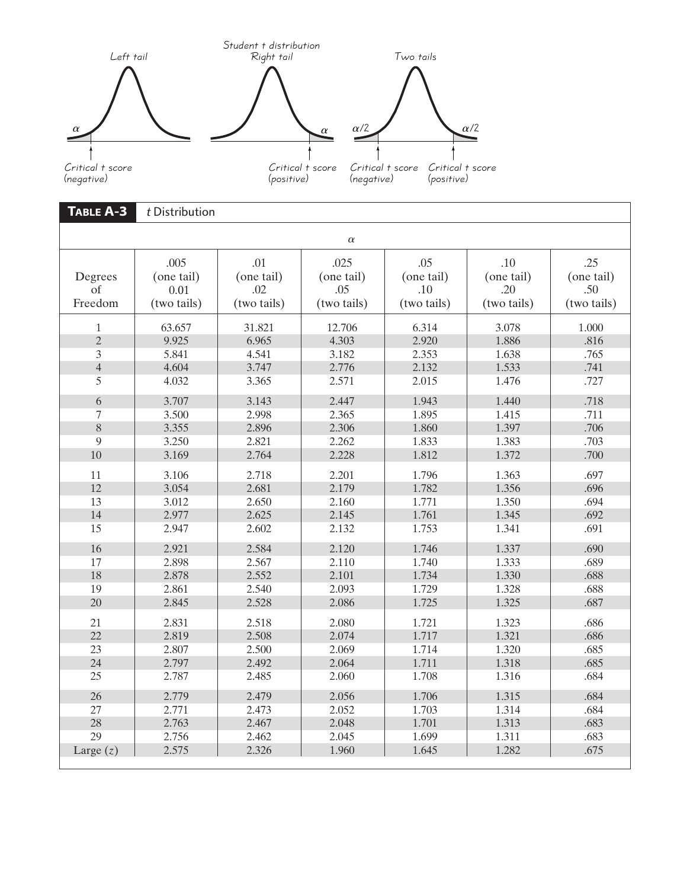Student t distribution

Left tail — $\alpha$ — Critical t score (negative)

Right tail — $\alpha$ — Critical t score (positive)

Two tails — $\alpha/2$, $\alpha/2$ — Critical t score (negative), Critical t score (positive)

**TABLE A-3** *t* Distribution

| Degrees of Freedom | $\alpha$ .005 (one tail) 0.01 (two tails) | .01 (one tail) .02 (two tails) | .025 (one tail) .05 (two tails) | .05 (one tail) .10 (two tails) | .10 (one tail) .20 (two tails) | .25 (one tail) .50 (two tails) |
|---|---|---|---|---|---|---|
| 1 | 63.657 | 31.821 | 12.706 | 6.314 | 3.078 | 1.000 |
| 2 | 9.925 | 6.965 | 4.303 | 2.920 | 1.886 | .816 |
| 3 | 5.841 | 4.541 | 3.182 | 2.353 | 1.638 | .765 |
| 4 | 4.604 | 3.747 | 2.776 | 2.132 | 1.533 | .741 |
| 5 | 4.032 | 3.365 | 2.571 | 2.015 | 1.476 | .727 |
| 6 | 3.707 | 3.143 | 2.447 | 1.943 | 1.440 | .718 |
| 7 | 3.500 | 2.998 | 2.365 | 1.895 | 1.415 | .711 |
| 8 | 3.355 | 2.896 | 2.306 | 1.860 | 1.397 | .706 |
| 9 | 3.250 | 2.821 | 2.262 | 1.833 | 1.383 | .703 |
| 10 | 3.169 | 2.764 | 2.228 | 1.812 | 1.372 | .700 |
| 11 | 3.106 | 2.718 | 2.201 | 1.796 | 1.363 | .697 |
| 12 | 3.054 | 2.681 | 2.179 | 1.782 | 1.356 | .696 |
| 13 | 3.012 | 2.650 | 2.160 | 1.771 | 1.350 | .694 |
| 14 | 2.977 | 2.625 | 2.145 | 1.761 | 1.345 | .692 |
| 15 | 2.947 | 2.602 | 2.132 | 1.753 | 1.341 | .691 |
| 16 | 2.921 | 2.584 | 2.120 | 1.746 | 1.337 | .690 |
| 17 | 2.898 | 2.567 | 2.110 | 1.740 | 1.333 | .689 |
| 18 | 2.878 | 2.552 | 2.101 | 1.734 | 1.330 | .688 |
| 19 | 2.861 | 2.540 | 2.093 | 1.729 | 1.328 | .688 |
| 20 | 2.845 | 2.528 | 2.086 | 1.725 | 1.325 | .687 |
| 21 | 2.831 | 2.518 | 2.080 | 1.721 | 1.323 | .686 |
| 22 | 2.819 | 2.508 | 2.074 | 1.717 | 1.321 | .686 |
| 23 | 2.807 | 2.500 | 2.069 | 1.714 | 1.320 | .685 |
| 24 | 2.797 | 2.492 | 2.064 | 1.711 | 1.318 | .685 |
| 25 | 2.787 | 2.485 | 2.060 | 1.708 | 1.316 | .684 |
| 26 | 2.779 | 2.479 | 2.056 | 1.706 | 1.315 | .684 |
| 27 | 2.771 | 2.473 | 2.052 | 1.703 | 1.314 | .684 |
| 28 | 2.763 | 2.467 | 2.048 | 1.701 | 1.313 | .683 |
| 29 | 2.756 | 2.462 | 2.045 | 1.699 | 1.311 | .683 |
| Large ($z$) | 2.575 | 2.326 | 1.960 | 1.645 | 1.282 | .675 |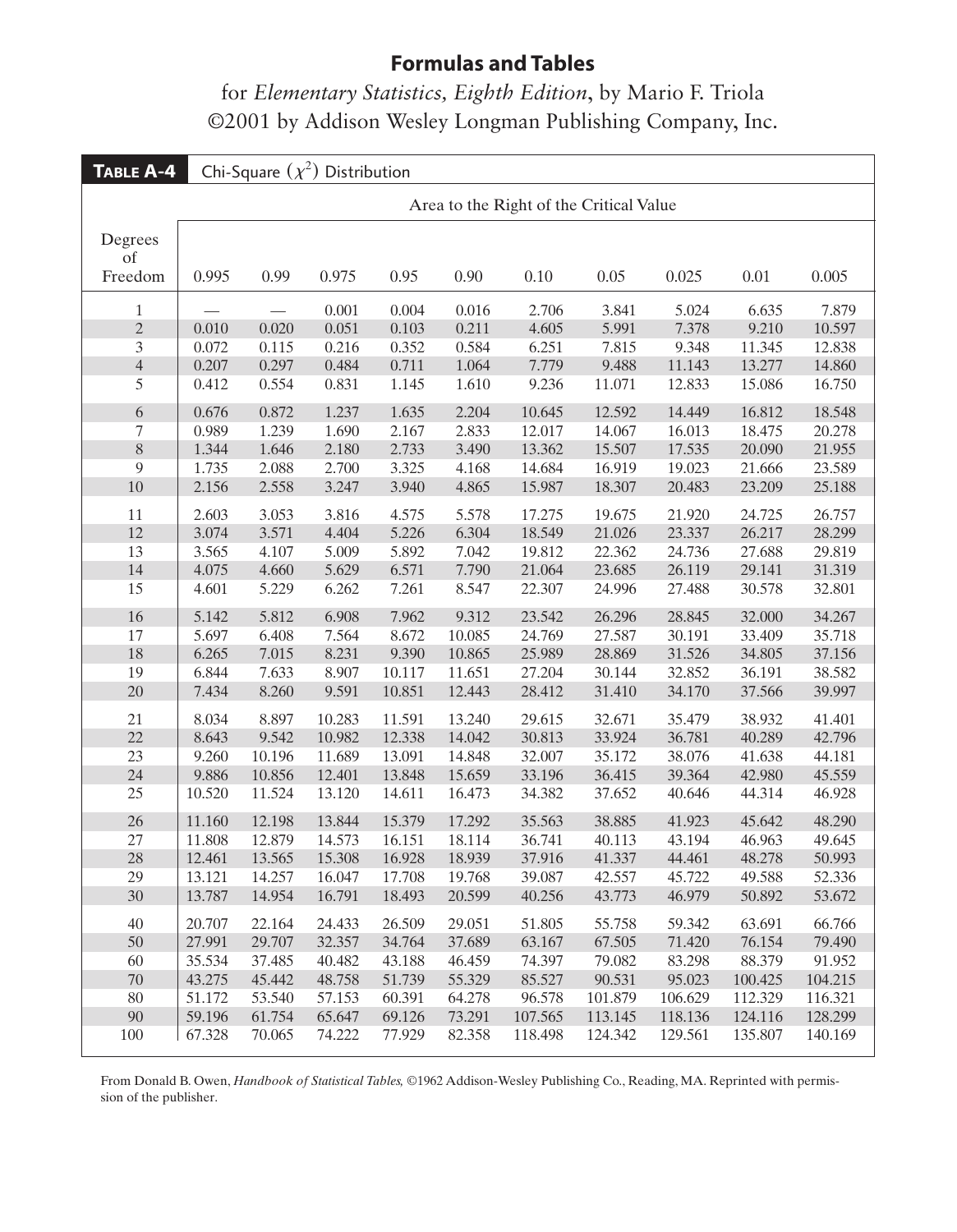**Formulas and Tables**

for *Elementary Statistics, Eighth Edition*, by Mario F. Triola
©2001 by Addison Wesley Longman Publishing Company, Inc.

**TABLE A-4** Chi-Square ($\chi^2$) Distribution

| Degrees of Freedom | Area to the Right of the Critical Value | | | | | | | | | |
|---|---|---|---|---|---|---|---|---|---|---|
| | 0.995 | 0.99 | 0.975 | 0.95 | 0.90 | 0.10 | 0.05 | 0.025 | 0.01 | 0.005 |
| 1 | — | — | 0.001 | 0.004 | 0.016 | 2.706 | 3.841 | 5.024 | 6.635 | 7.879 |
| 2 | 0.010 | 0.020 | 0.051 | 0.103 | 0.211 | 4.605 | 5.991 | 7.378 | 9.210 | 10.597 |
| 3 | 0.072 | 0.115 | 0.216 | 0.352 | 0.584 | 6.251 | 7.815 | 9.348 | 11.345 | 12.838 |
| 4 | 0.207 | 0.297 | 0.484 | 0.711 | 1.064 | 7.779 | 9.488 | 11.143 | 13.277 | 14.860 |
| 5 | 0.412 | 0.554 | 0.831 | 1.145 | 1.610 | 9.236 | 11.071 | 12.833 | 15.086 | 16.750 |
| 6 | 0.676 | 0.872 | 1.237 | 1.635 | 2.204 | 10.645 | 12.592 | 14.449 | 16.812 | 18.548 |
| 7 | 0.989 | 1.239 | 1.690 | 2.167 | 2.833 | 12.017 | 14.067 | 16.013 | 18.475 | 20.278 |
| 8 | 1.344 | 1.646 | 2.180 | 2.733 | 3.490 | 13.362 | 15.507 | 17.535 | 20.090 | 21.955 |
| 9 | 1.735 | 2.088 | 2.700 | 3.325 | 4.168 | 14.684 | 16.919 | 19.023 | 21.666 | 23.589 |
| 10 | 2.156 | 2.558 | 3.247 | 3.940 | 4.865 | 15.987 | 18.307 | 20.483 | 23.209 | 25.188 |
| 11 | 2.603 | 3.053 | 3.816 | 4.575 | 5.578 | 17.275 | 19.675 | 21.920 | 24.725 | 26.757 |
| 12 | 3.074 | 3.571 | 4.404 | 5.226 | 6.304 | 18.549 | 21.026 | 23.337 | 26.217 | 28.299 |
| 13 | 3.565 | 4.107 | 5.009 | 5.892 | 7.042 | 19.812 | 22.362 | 24.736 | 27.688 | 29.819 |
| 14 | 4.075 | 4.660 | 5.629 | 6.571 | 7.790 | 21.064 | 23.685 | 26.119 | 29.141 | 31.319 |
| 15 | 4.601 | 5.229 | 6.262 | 7.261 | 8.547 | 22.307 | 24.996 | 27.488 | 30.578 | 32.801 |
| 16 | 5.142 | 5.812 | 6.908 | 7.962 | 9.312 | 23.542 | 26.296 | 28.845 | 32.000 | 34.267 |
| 17 | 5.697 | 6.408 | 7.564 | 8.672 | 10.085 | 24.769 | 27.587 | 30.191 | 33.409 | 35.718 |
| 18 | 6.265 | 7.015 | 8.231 | 9.390 | 10.865 | 25.989 | 28.869 | 31.526 | 34.805 | 37.156 |
| 19 | 6.844 | 7.633 | 8.907 | 10.117 | 11.651 | 27.204 | 30.144 | 32.852 | 36.191 | 38.582 |
| 20 | 7.434 | 8.260 | 9.591 | 10.851 | 12.443 | 28.412 | 31.410 | 34.170 | 37.566 | 39.997 |
| 21 | 8.034 | 8.897 | 10.283 | 11.591 | 13.240 | 29.615 | 32.671 | 35.479 | 38.932 | 41.401 |
| 22 | 8.643 | 9.542 | 10.982 | 12.338 | 14.042 | 30.813 | 33.924 | 36.781 | 40.289 | 42.796 |
| 23 | 9.260 | 10.196 | 11.689 | 13.091 | 14.848 | 32.007 | 35.172 | 38.076 | 41.638 | 44.181 |
| 24 | 9.886 | 10.856 | 12.401 | 13.848 | 15.659 | 33.196 | 36.415 | 39.364 | 42.980 | 45.559 |
| 25 | 10.520 | 11.524 | 13.120 | 14.611 | 16.473 | 34.382 | 37.652 | 40.646 | 44.314 | 46.928 |
| 26 | 11.160 | 12.198 | 13.844 | 15.379 | 17.292 | 35.563 | 38.885 | 41.923 | 45.642 | 48.290 |
| 27 | 11.808 | 12.879 | 14.573 | 16.151 | 18.114 | 36.741 | 40.113 | 43.194 | 46.963 | 49.645 |
| 28 | 12.461 | 13.565 | 15.308 | 16.928 | 18.939 | 37.916 | 41.337 | 44.461 | 48.278 | 50.993 |
| 29 | 13.121 | 14.257 | 16.047 | 17.708 | 19.768 | 39.087 | 42.557 | 45.722 | 49.588 | 52.336 |
| 30 | 13.787 | 14.954 | 16.791 | 18.493 | 20.599 | 40.256 | 43.773 | 46.979 | 50.892 | 53.672 |
| 40 | 20.707 | 22.164 | 24.433 | 26.509 | 29.051 | 51.805 | 55.758 | 59.342 | 63.691 | 66.766 |
| 50 | 27.991 | 29.707 | 32.357 | 34.764 | 37.689 | 63.167 | 67.505 | 71.420 | 76.154 | 79.490 |
| 60 | 35.534 | 37.485 | 40.482 | 43.188 | 46.459 | 74.397 | 79.082 | 83.298 | 88.379 | 91.952 |
| 70 | 43.275 | 45.442 | 48.758 | 51.739 | 55.329 | 85.527 | 90.531 | 95.023 | 100.425 | 104.215 |
| 80 | 51.172 | 53.540 | 57.153 | 60.391 | 64.278 | 96.578 | 101.879 | 106.629 | 112.329 | 116.321 |
| 90 | 59.196 | 61.754 | 65.647 | 69.126 | 73.291 | 107.565 | 113.145 | 118.136 | 124.116 | 128.299 |
| 100 | 67.328 | 70.065 | 74.222 | 77.929 | 82.358 | 118.498 | 124.342 | 129.561 | 135.807 | 140.169 |

From Donald B. Owen, *Handbook of Statistical Tables,* ©1962 Addison-Wesley Publishing Co., Reading, MA. Reprinted with permission of the publisher.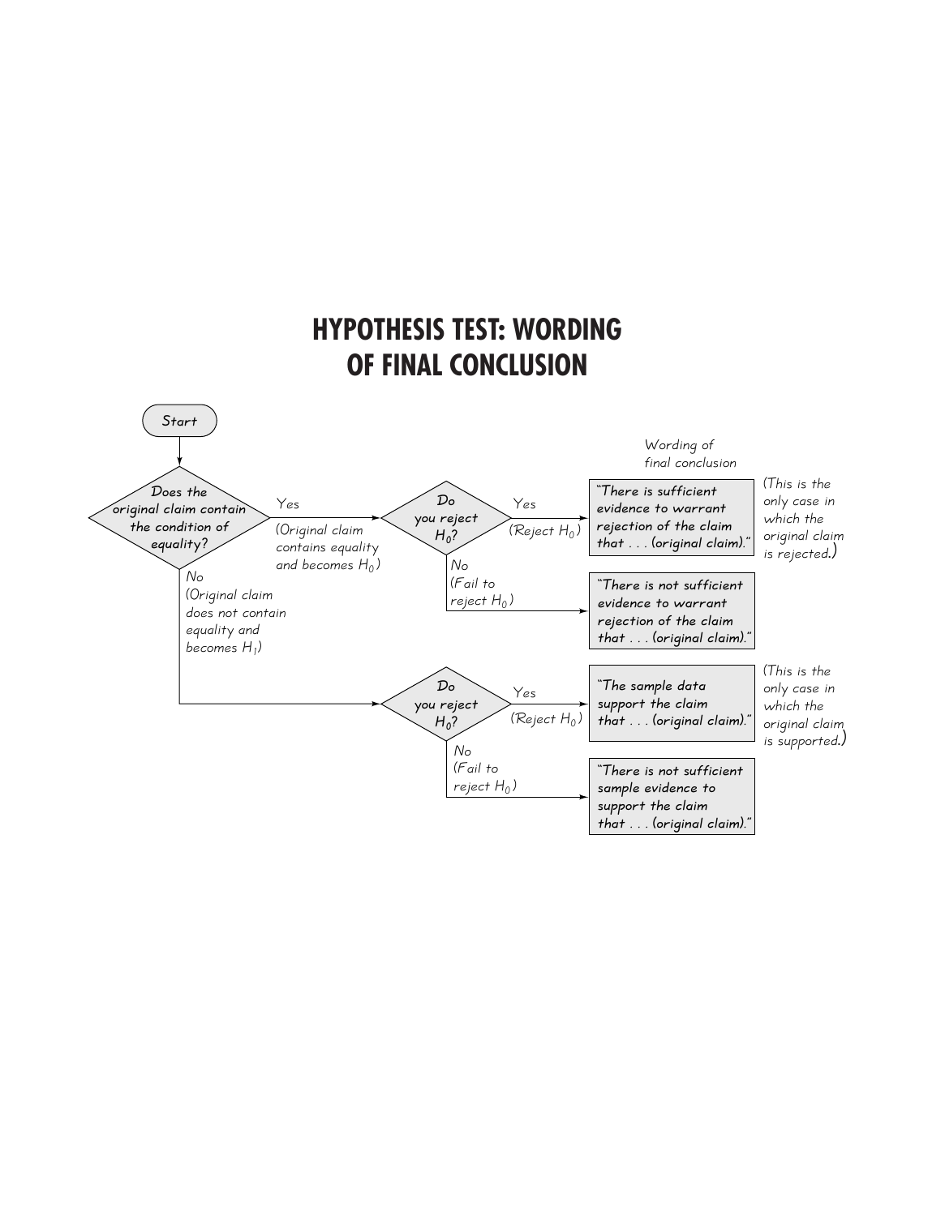# HYPOTHESIS TEST: WORDING OF FINAL CONCLUSION

Start

Does the original claim contain the condition of equality?

Yes

(Original claim contains equality and becomes $H_0$)

No

(Original claim does not contain equality and becomes $H_1$)

Do you reject $H_0$?

Yes

(Reject $H_0$)

No

(Fail to reject $H_0$)

Wording of final conclusion

"There is sufficient evidence to warrant rejection of the claim that . . . (original claim)."

(This is the only case in which the original claim is rejected.)

"There is not sufficient evidence to warrant rejection of the claim that . . . (original claim)."

Do you reject $H_0$?

Yes

(Reject $H_0$)

No

(Fail to reject $H_0$)

"The sample data support the claim that . . . (original claim)."

(This is the only case in which the original claim is supported.)

"There is not sufficient sample evidence to support the claim that . . . (original claim)."